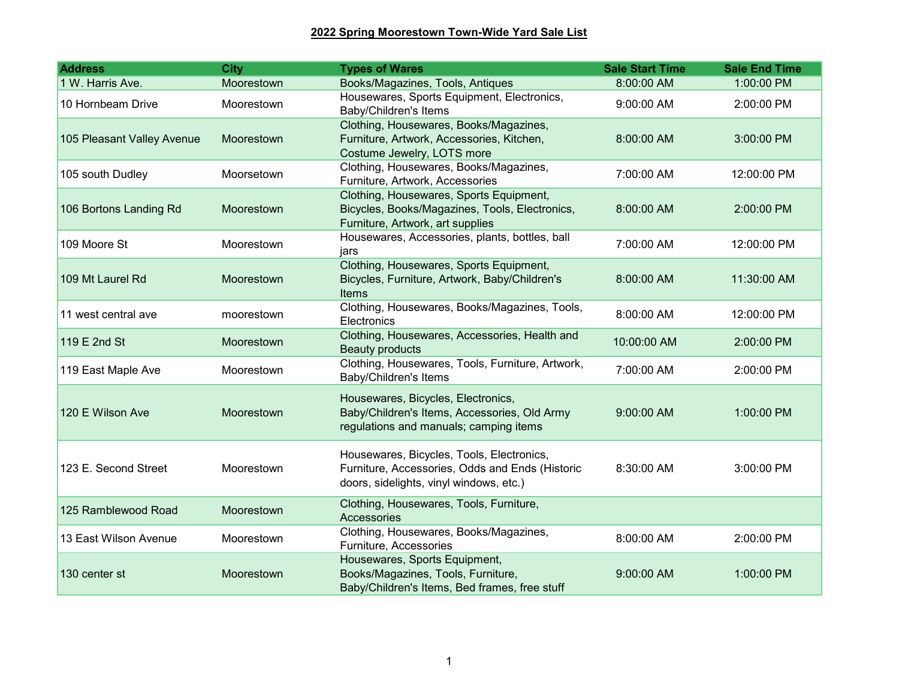**2022 Spring Moorestown Town-Wide Yard Sale List**

| Address | City | Types of Wares | Sale Start Time | Sale End Time |
|---|---|---|---|---|
| 1 W. Harris Ave. | Moorestown | Books/Magazines, Tools, Antiques | 8:00:00 AM | 1:00:00 PM |
| 10 Hornbeam Drive | Moorestown | Housewares, Sports Equipment, Electronics, Baby/Children's Items | 9:00:00 AM | 2:00:00 PM |
| 105 Pleasant Valley Avenue | Moorestown | Clothing, Housewares, Books/Magazines, Furniture, Artwork, Accessories, Kitchen, Costume Jewelry, LOTS more | 8:00:00 AM | 3:00:00 PM |
| 105 south Dudley | Moorsetown | Clothing, Housewares, Books/Magazines, Furniture, Artwork, Accessories | 7:00:00 AM | 12:00:00 PM |
| 106 Bortons Landing Rd | Moorestown | Clothing, Housewares, Sports Equipment, Bicycles, Books/Magazines, Tools, Electronics, Furniture, Artwork, art supplies | 8:00:00 AM | 2:00:00 PM |
| 109 Moore St | Moorestown | Housewares, Accessories, plants, bottles, ball jars | 7:00:00 AM | 12:00:00 PM |
| 109 Mt Laurel Rd | Moorestown | Clothing, Housewares, Sports Equipment, Bicycles, Furniture, Artwork, Baby/Children's Items | 8:00:00 AM | 11:30:00 AM |
| 11 west central ave | moorestown | Clothing, Housewares, Books/Magazines, Tools, Electronics | 8:00:00 AM | 12:00:00 PM |
| 119 E 2nd St | Moorestown | Clothing, Housewares, Accessories, Health and Beauty products | 10:00:00 AM | 2:00:00 PM |
| 119 East Maple Ave | Moorestown | Clothing, Housewares, Tools, Furniture, Artwork, Baby/Children's Items | 7:00:00 AM | 2:00:00 PM |
| 120 E Wilson Ave | Moorestown | Housewares, Bicycles, Electronics, Baby/Children's Items, Accessories, Old Army regulations and manuals; camping items | 9:00:00 AM | 1:00:00 PM |
| 123 E. Second Street | Moorestown | Housewares, Bicycles, Tools, Electronics, Furniture, Accessories, Odds and Ends (Historic doors, sidelights, vinyl windows, etc.) | 8:30:00 AM | 3:00:00 PM |
| 125 Ramblewood Road | Moorestown | Clothing, Housewares, Tools, Furniture, Accessories | | |
| 13 East Wilson Avenue | Moorestown | Clothing, Housewares, Books/Magazines, Furniture, Accessories | 8:00:00 AM | 2:00:00 PM |
| 130 center st | Moorestown | Housewares, Sports Equipment, Books/Magazines, Tools, Furniture, Baby/Children's Items, Bed frames, free stuff | 9:00:00 AM | 1:00:00 PM |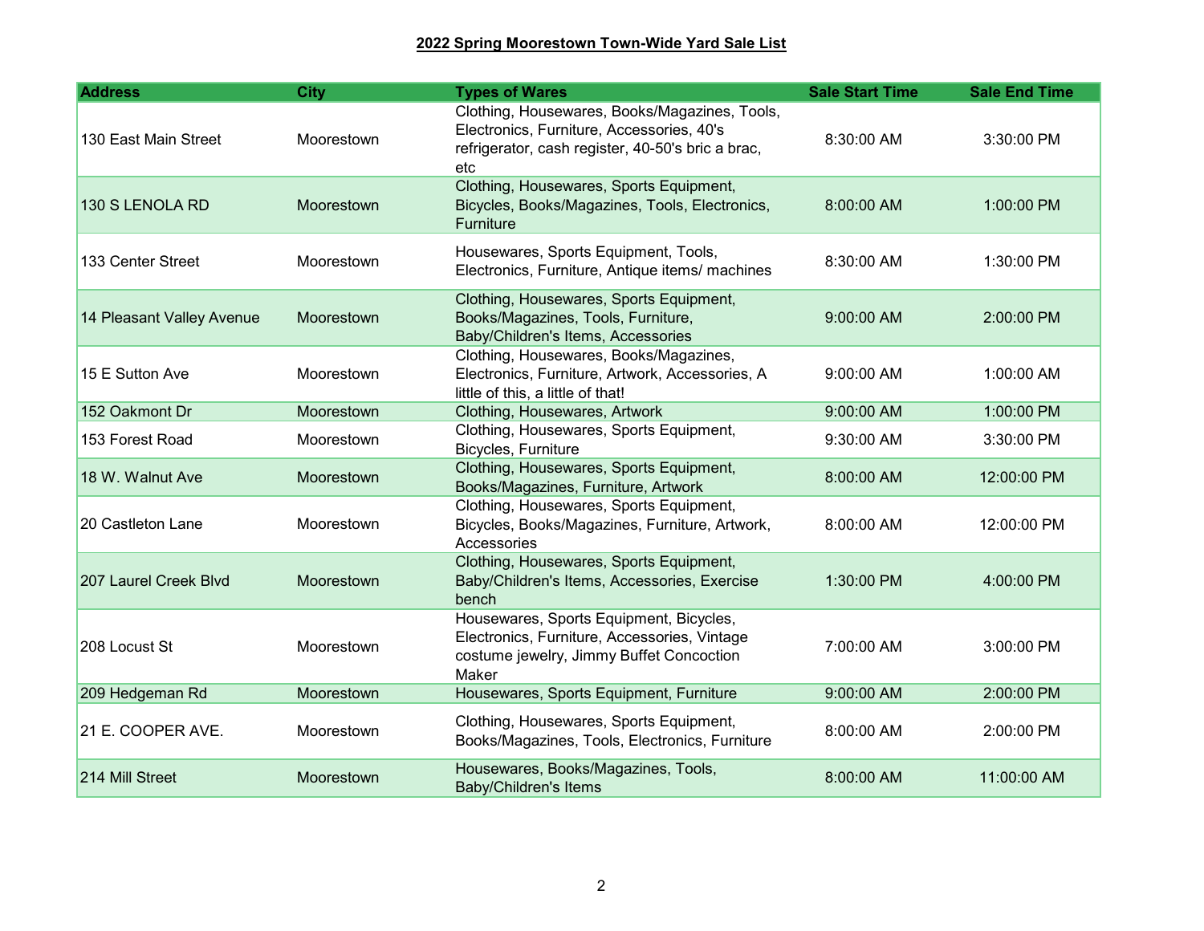**2022 Spring Moorestown Town-Wide Yard Sale List**

| Address | City | Types of Wares | Sale Start Time | Sale End Time |
|---|---|---|---|---|
| 130 East Main Street | Moorestown | Clothing, Housewares, Books/Magazines, Tools, Electronics, Furniture, Accessories, 40's refrigerator, cash register, 40-50's bric a brac, etc | 8:30:00 AM | 3:30:00 PM |
| 130 S LENOLA RD | Moorestown | Clothing, Housewares, Sports Equipment, Bicycles, Books/Magazines, Tools, Electronics, Furniture | 8:00:00 AM | 1:00:00 PM |
| 133 Center Street | Moorestown | Housewares, Sports Equipment, Tools, Electronics, Furniture, Antique items/ machines | 8:30:00 AM | 1:30:00 PM |
| 14 Pleasant Valley Avenue | Moorestown | Clothing, Housewares, Sports Equipment, Books/Magazines, Tools, Furniture, Baby/Children's Items, Accessories | 9:00:00 AM | 2:00:00 PM |
| 15 E Sutton Ave | Moorestown | Clothing, Housewares, Books/Magazines, Electronics, Furniture, Artwork, Accessories, A little of this, a little of that! | 9:00:00 AM | 1:00:00 AM |
| 152 Oakmont Dr | Moorestown | Clothing, Housewares, Artwork | 9:00:00 AM | 1:00:00 PM |
| 153 Forest Road | Moorestown | Clothing, Housewares, Sports Equipment, Bicycles, Furniture | 9:30:00 AM | 3:30:00 PM |
| 18 W. Walnut Ave | Moorestown | Clothing, Housewares, Sports Equipment, Books/Magazines, Furniture, Artwork | 8:00:00 AM | 12:00:00 PM |
| 20 Castleton Lane | Moorestown | Clothing, Housewares, Sports Equipment, Bicycles, Books/Magazines, Furniture, Artwork, Accessories | 8:00:00 AM | 12:00:00 PM |
| 207 Laurel Creek Blvd | Moorestown | Clothing, Housewares, Sports Equipment, Baby/Children's Items, Accessories, Exercise bench | 1:30:00 PM | 4:00:00 PM |
| 208 Locust St | Moorestown | Housewares, Sports Equipment, Bicycles, Electronics, Furniture, Accessories, Vintage costume jewelry, Jimmy Buffet Concoction Maker | 7:00:00 AM | 3:00:00 PM |
| 209 Hedgeman Rd | Moorestown | Housewares, Sports Equipment, Furniture | 9:00:00 AM | 2:00:00 PM |
| 21 E. COOPER AVE. | Moorestown | Clothing, Housewares, Sports Equipment, Books/Magazines, Tools, Electronics, Furniture | 8:00:00 AM | 2:00:00 PM |
| 214 Mill Street | Moorestown | Housewares, Books/Magazines, Tools, Baby/Children's Items | 8:00:00 AM | 11:00:00 AM |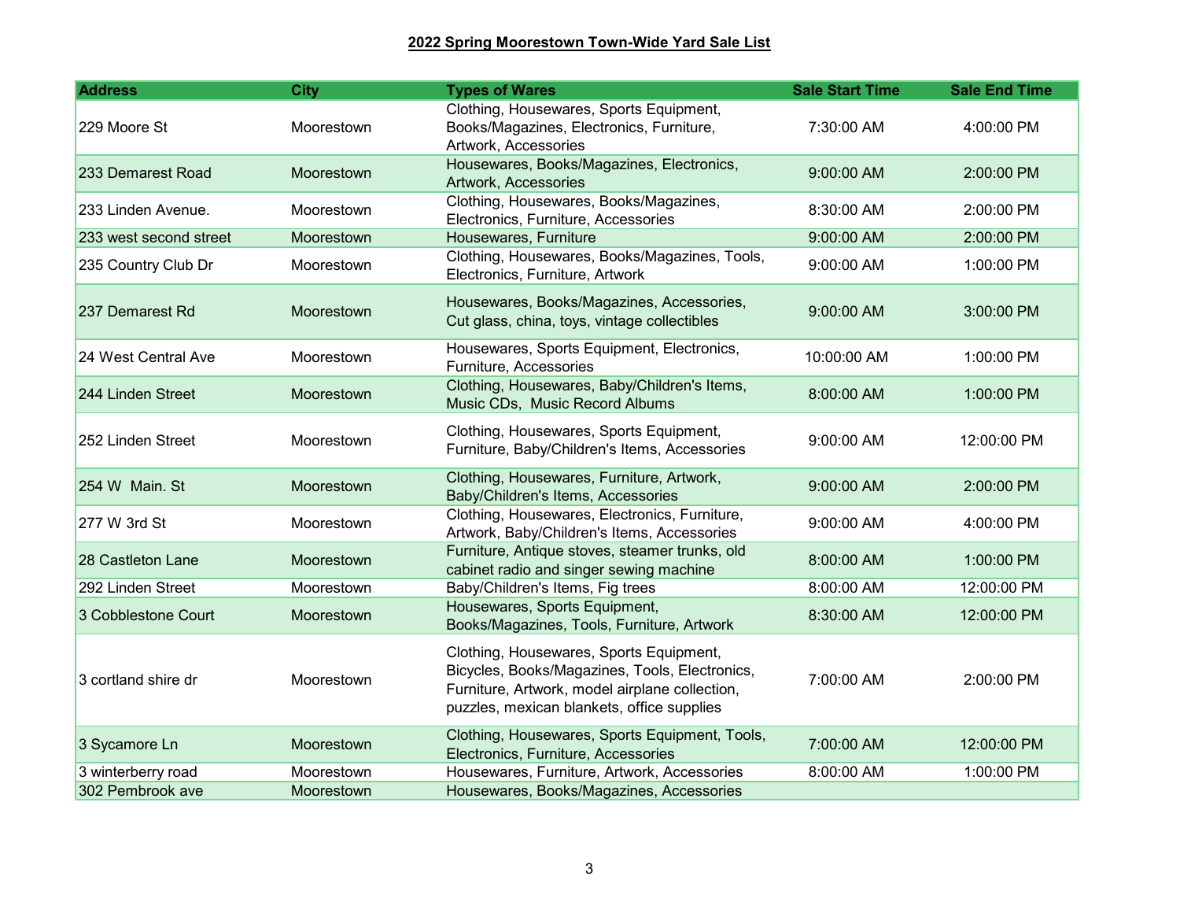**2022 Spring Moorestown Town-Wide Yard Sale List**

| Address | City | Types of Wares | Sale Start Time | Sale End Time |
|---|---|---|---|---|
| 229 Moore St | Moorestown | Clothing, Housewares, Sports Equipment, Books/Magazines, Electronics, Furniture, Artwork, Accessories | 7:30:00 AM | 4:00:00 PM |
| 233 Demarest Road | Moorestown | Housewares, Books/Magazines, Electronics, Artwork, Accessories | 9:00:00 AM | 2:00:00 PM |
| 233 Linden Avenue. | Moorestown | Clothing, Housewares, Books/Magazines, Electronics, Furniture, Accessories | 8:30:00 AM | 2:00:00 PM |
| 233 west second street | Moorestown | Housewares, Furniture | 9:00:00 AM | 2:00:00 PM |
| 235 Country Club Dr | Moorestown | Clothing, Housewares, Books/Magazines, Tools, Electronics, Furniture, Artwork | 9:00:00 AM | 1:00:00 PM |
| 237 Demarest Rd | Moorestown | Housewares, Books/Magazines, Accessories, Cut glass, china, toys, vintage collectibles | 9:00:00 AM | 3:00:00 PM |
| 24 West Central Ave | Moorestown | Housewares, Sports Equipment, Electronics, Furniture, Accessories | 10:00:00 AM | 1:00:00 PM |
| 244 Linden Street | Moorestown | Clothing, Housewares, Baby/Children's Items, Music CDs, Music Record Albums | 8:00:00 AM | 1:00:00 PM |
| 252 Linden Street | Moorestown | Clothing, Housewares, Sports Equipment, Furniture, Baby/Children's Items, Accessories | 9:00:00 AM | 12:00:00 PM |
| 254 W Main. St | Moorestown | Clothing, Housewares, Furniture, Artwork, Baby/Children's Items, Accessories | 9:00:00 AM | 2:00:00 PM |
| 277 W 3rd St | Moorestown | Clothing, Housewares, Electronics, Furniture, Artwork, Baby/Children's Items, Accessories | 9:00:00 AM | 4:00:00 PM |
| 28 Castleton Lane | Moorestown | Furniture, Antique stoves, steamer trunks, old cabinet radio and singer sewing machine | 8:00:00 AM | 1:00:00 PM |
| 292 Linden Street | Moorestown | Baby/Children's Items, Fig trees | 8:00:00 AM | 12:00:00 PM |
| 3 Cobblestone Court | Moorestown | Housewares, Sports Equipment, Books/Magazines, Tools, Furniture, Artwork | 8:30:00 AM | 12:00:00 PM |
| 3 cortland shire dr | Moorestown | Clothing, Housewares, Sports Equipment, Bicycles, Books/Magazines, Tools, Electronics, Furniture, Artwork, model airplane collection, puzzles, mexican blankets, office supplies | 7:00:00 AM | 2:00:00 PM |
| 3 Sycamore Ln | Moorestown | Clothing, Housewares, Sports Equipment, Tools, Electronics, Furniture, Accessories | 7:00:00 AM | 12:00:00 PM |
| 3 winterberry road | Moorestown | Housewares, Furniture, Artwork, Accessories | 8:00:00 AM | 1:00:00 PM |
| 302 Pembrook ave | Moorestown | Housewares, Books/Magazines, Accessories | | |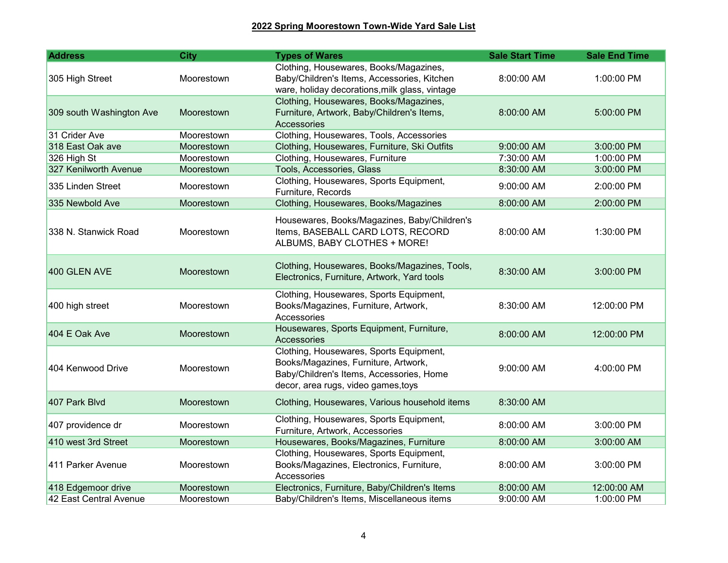**2022 Spring Moorestown Town-Wide Yard Sale List**

| Address | City | Types of Wares | Sale Start Time | Sale End Time |
|---|---|---|---|---|
| 305 High Street | Moorestown | Clothing, Housewares, Books/Magazines, Baby/Children's Items, Accessories, Kitchen ware, holiday decorations,milk glass, vintage | 8:00:00 AM | 1:00:00 PM |
| 309 south Washington Ave | Moorestown | Clothing, Housewares, Books/Magazines, Furniture, Artwork, Baby/Children's Items, Accessories | 8:00:00 AM | 5:00:00 PM |
| 31 Crider Ave | Moorestown | Clothing, Housewares, Tools, Accessories | | |
| 318 East Oak ave | Moorestown | Clothing, Housewares, Furniture, Ski Outfits | 9:00:00 AM | 3:00:00 PM |
| 326 High St | Moorestown | Clothing, Housewares, Furniture | 7:30:00 AM | 1:00:00 PM |
| 327 Kenilworth Avenue | Moorestown | Tools, Accessories, Glass | 8:30:00 AM | 3:00:00 PM |
| 335 Linden Street | Moorestown | Clothing, Housewares, Sports Equipment, Furniture, Records | 9:00:00 AM | 2:00:00 PM |
| 335 Newbold Ave | Moorestown | Clothing, Housewares, Books/Magazines | 8:00:00 AM | 2:00:00 PM |
| 338 N. Stanwick Road | Moorestown | Housewares, Books/Magazines, Baby/Children's Items, BASEBALL CARD LOTS, RECORD ALBUMS, BABY CLOTHES + MORE! | 8:00:00 AM | 1:30:00 PM |
| 400 GLEN AVE | Moorestown | Clothing, Housewares, Books/Magazines, Tools, Electronics, Furniture, Artwork, Yard tools | 8:30:00 AM | 3:00:00 PM |
| 400 high street | Moorestown | Clothing, Housewares, Sports Equipment, Books/Magazines, Furniture, Artwork, Accessories | 8:30:00 AM | 12:00:00 PM |
| 404 E Oak Ave | Moorestown | Housewares, Sports Equipment, Furniture, Accessories | 8:00:00 AM | 12:00:00 PM |
| 404 Kenwood Drive | Moorestown | Clothing, Housewares, Sports Equipment, Books/Magazines, Furniture, Artwork, Baby/Children's Items, Accessories, Home decor, area rugs, video games,toys | 9:00:00 AM | 4:00:00 PM |
| 407 Park Blvd | Moorestown | Clothing, Housewares, Various household items | 8:30:00 AM | |
| 407 providence dr | Moorestown | Clothing, Housewares, Sports Equipment, Furniture, Artwork, Accessories | 8:00:00 AM | 3:00:00 PM |
| 410 west 3rd Street | Moorestown | Housewares, Books/Magazines, Furniture | 8:00:00 AM | 3:00:00 AM |
| 411 Parker Avenue | Moorestown | Clothing, Housewares, Sports Equipment, Books/Magazines, Electronics, Furniture, Accessories | 8:00:00 AM | 3:00:00 PM |
| 418 Edgemoor drive | Moorestown | Electronics, Furniture, Baby/Children's Items | 8:00:00 AM | 12:00:00 AM |
| 42 East Central Avenue | Moorestown | Baby/Children's Items, Miscellaneous items | 9:00:00 AM | 1:00:00 PM |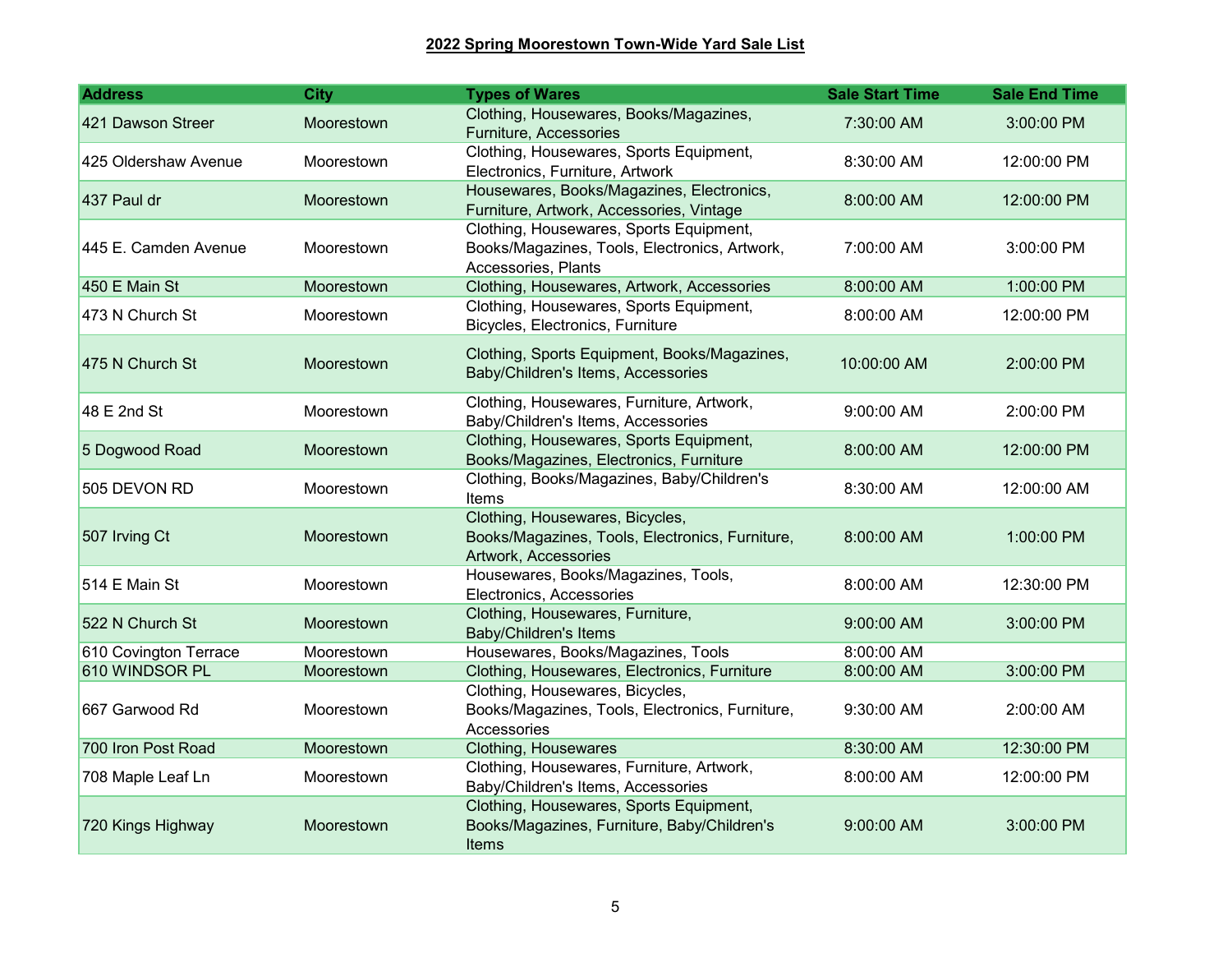**2022 Spring Moorestown Town-Wide Yard Sale List**

| Address | City | Types of Wares | Sale Start Time | Sale End Time |
|---|---|---|---|---|
| 421 Dawson Streer | Moorestown | Clothing, Housewares, Books/Magazines, Furniture, Accessories | 7:30:00 AM | 3:00:00 PM |
| 425 Oldershaw Avenue | Moorestown | Clothing, Housewares, Sports Equipment, Electronics, Furniture, Artwork | 8:30:00 AM | 12:00:00 PM |
| 437 Paul dr | Moorestown | Housewares, Books/Magazines, Electronics, Furniture, Artwork, Accessories, Vintage | 8:00:00 AM | 12:00:00 PM |
| 445 E. Camden Avenue | Moorestown | Clothing, Housewares, Sports Equipment, Books/Magazines, Tools, Electronics, Artwork, Accessories, Plants | 7:00:00 AM | 3:00:00 PM |
| 450 E Main St | Moorestown | Clothing, Housewares, Artwork, Accessories | 8:00:00 AM | 1:00:00 PM |
| 473 N Church St | Moorestown | Clothing, Housewares, Sports Equipment, Bicycles, Electronics, Furniture | 8:00:00 AM | 12:00:00 PM |
| 475 N Church St | Moorestown | Clothing, Sports Equipment, Books/Magazines, Baby/Children's Items, Accessories | 10:00:00 AM | 2:00:00 PM |
| 48 E 2nd St | Moorestown | Clothing, Housewares, Furniture, Artwork, Baby/Children's Items, Accessories | 9:00:00 AM | 2:00:00 PM |
| 5 Dogwood Road | Moorestown | Clothing, Housewares, Sports Equipment, Books/Magazines, Electronics, Furniture | 8:00:00 AM | 12:00:00 PM |
| 505 DEVON RD | Moorestown | Clothing, Books/Magazines, Baby/Children's Items | 8:30:00 AM | 12:00:00 AM |
| 507 Irving Ct | Moorestown | Clothing, Housewares, Bicycles, Books/Magazines, Tools, Electronics, Furniture, Artwork, Accessories | 8:00:00 AM | 1:00:00 PM |
| 514 E Main St | Moorestown | Housewares, Books/Magazines, Tools, Electronics, Accessories | 8:00:00 AM | 12:30:00 PM |
| 522 N Church St | Moorestown | Clothing, Housewares, Furniture, Baby/Children's Items | 9:00:00 AM | 3:00:00 PM |
| 610 Covington Terrace | Moorestown | Housewares, Books/Magazines, Tools | 8:00:00 AM | |
| 610 WINDSOR PL | Moorestown | Clothing, Housewares, Electronics, Furniture | 8:00:00 AM | 3:00:00 PM |
| 667 Garwood Rd | Moorestown | Clothing, Housewares, Bicycles, Books/Magazines, Tools, Electronics, Furniture, Accessories | 9:30:00 AM | 2:00:00 AM |
| 700 Iron Post Road | Moorestown | Clothing, Housewares | 8:30:00 AM | 12:30:00 PM |
| 708 Maple Leaf Ln | Moorestown | Clothing, Housewares, Furniture, Artwork, Baby/Children's Items, Accessories | 8:00:00 AM | 12:00:00 PM |
| 720 Kings Highway | Moorestown | Clothing, Housewares, Sports Equipment, Books/Magazines, Furniture, Baby/Children's Items | 9:00:00 AM | 3:00:00 PM |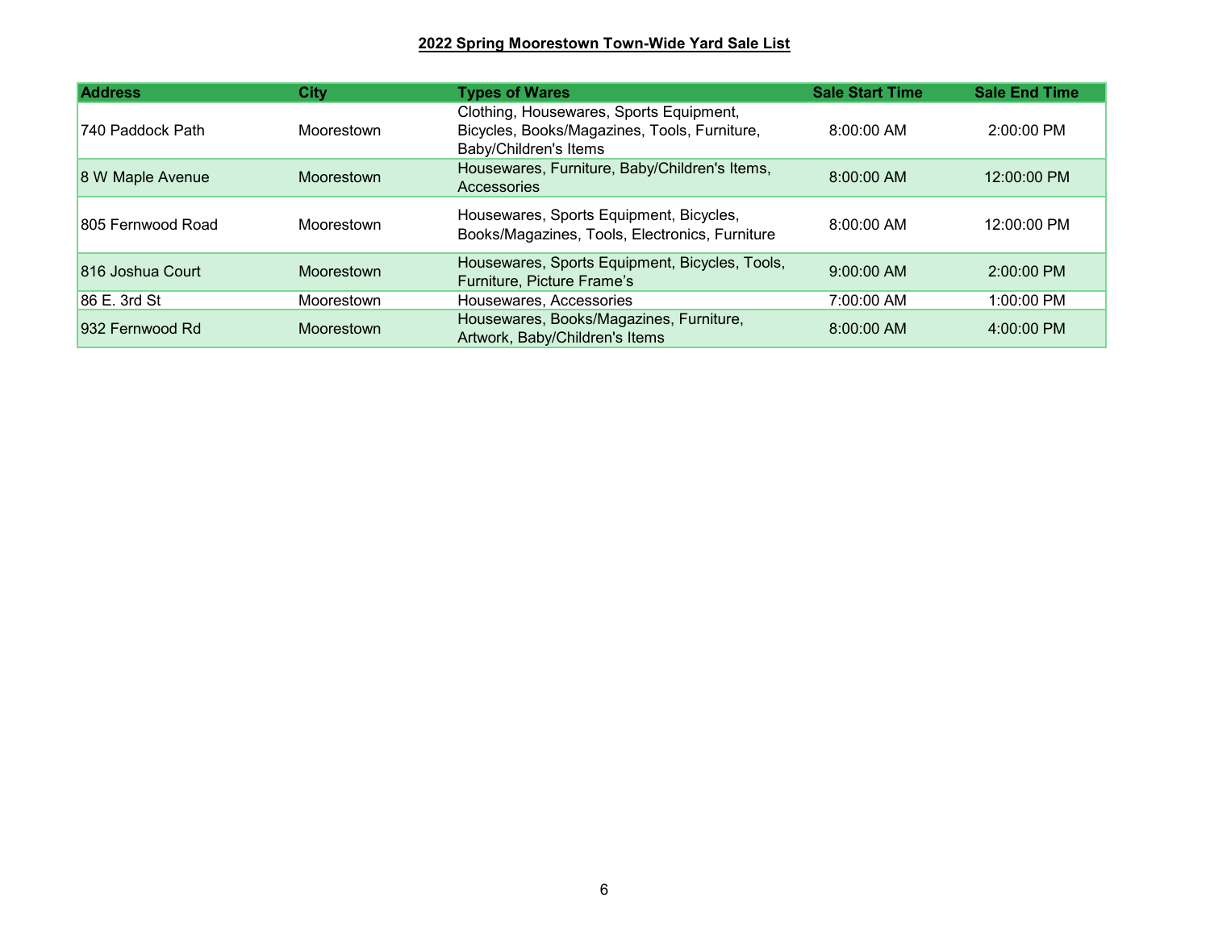**2022 Spring Moorestown Town-Wide Yard Sale List**

| Address | City | Types of Wares | Sale Start Time | Sale End Time |
|---|---|---|---|---|
| 740 Paddock Path | Moorestown | Clothing, Housewares, Sports Equipment, Bicycles, Books/Magazines, Tools, Furniture, Baby/Children's Items | 8:00:00 AM | 2:00:00 PM |
| 8 W Maple Avenue | Moorestown | Housewares, Furniture, Baby/Children's Items, Accessories | 8:00:00 AM | 12:00:00 PM |
| 805 Fernwood Road | Moorestown | Housewares, Sports Equipment, Bicycles, Books/Magazines, Tools, Electronics, Furniture | 8:00:00 AM | 12:00:00 PM |
| 816 Joshua Court | Moorestown | Housewares, Sports Equipment, Bicycles, Tools, Furniture, Picture Frame's | 9:00:00 AM | 2:00:00 PM |
| 86 E. 3rd St | Moorestown | Housewares, Accessories | 7:00:00 AM | 1:00:00 PM |
| 932 Fernwood Rd | Moorestown | Housewares, Books/Magazines, Furniture, Artwork, Baby/Children's Items | 8:00:00 AM | 4:00:00 PM |